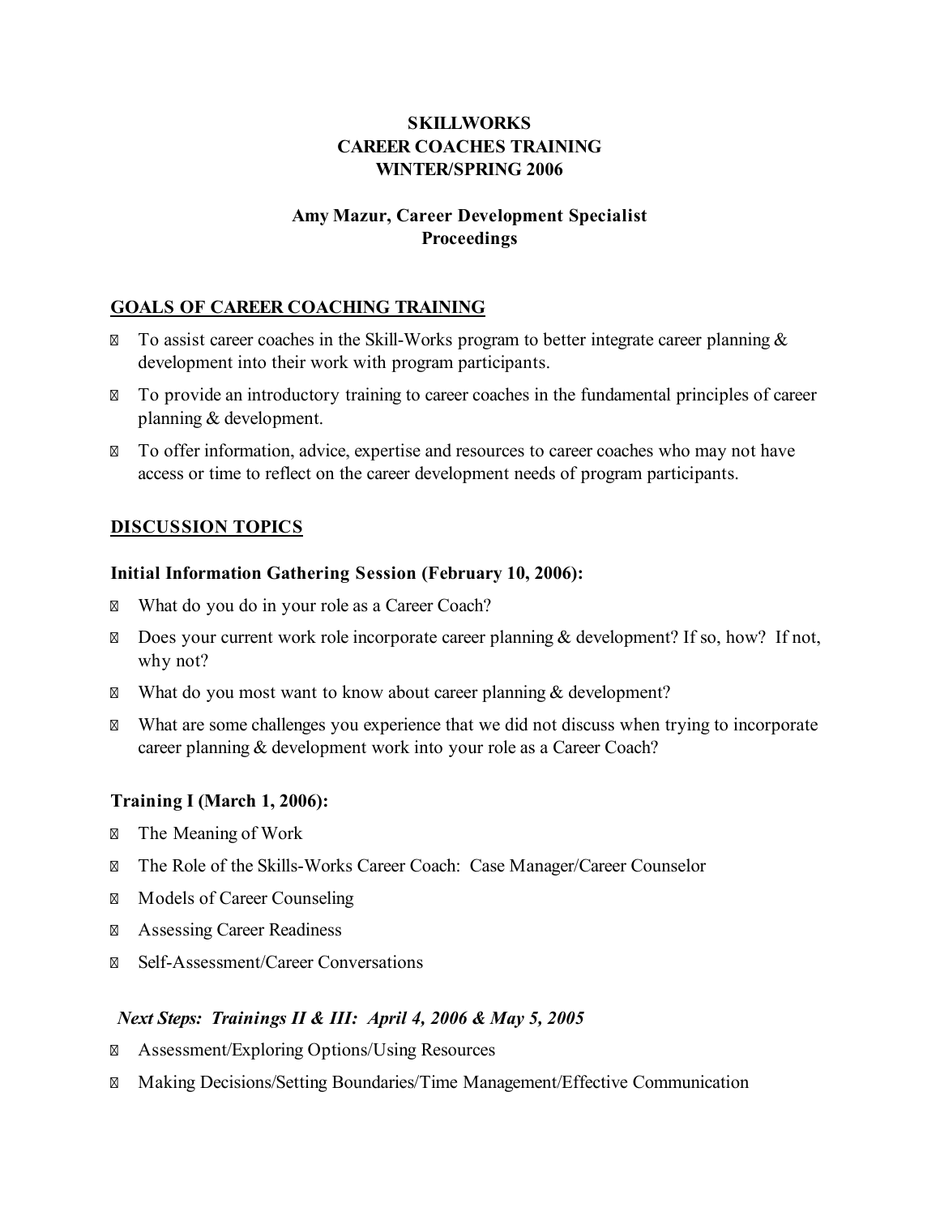**SKILLWORKS**
**CAREER COACHES TRAINING**
**WINTER/SPRING 2006**

**Amy Mazur, Career Development Specialist**
**Proceedings**

## GOALS OF CAREER COACHING TRAINING

- To assist career coaches in the Skill-Works program to better integrate career planning & development into their work with program participants.
- To provide an introductory training to career coaches in the fundamental principles of career planning & development.
- To offer information, advice, expertise and resources to career coaches who may not have access or time to reflect on the career development needs of program participants.

## DISCUSSION TOPICS

### Initial Information Gathering Session (February 10, 2006):

- What do you do in your role as a Career Coach?
- Does your current work role incorporate career planning & development? If so, how? If not, why not?
- What do you most want to know about career planning & development?
- What are some challenges you experience that we did not discuss when trying to incorporate career planning & development work into your role as a Career Coach?

### Training I (March 1, 2006):

- The Meaning of Work
- The Role of the Skills-Works Career Coach: Case Manager/Career Counselor
- Models of Career Counseling
- Assessing Career Readiness
- Self-Assessment/Career Conversations

### *Next Steps: Trainings II & III: April 4, 2006 & May 5, 2005*

- Assessment/Exploring Options/Using Resources
- Making Decisions/Setting Boundaries/Time Management/Effective Communication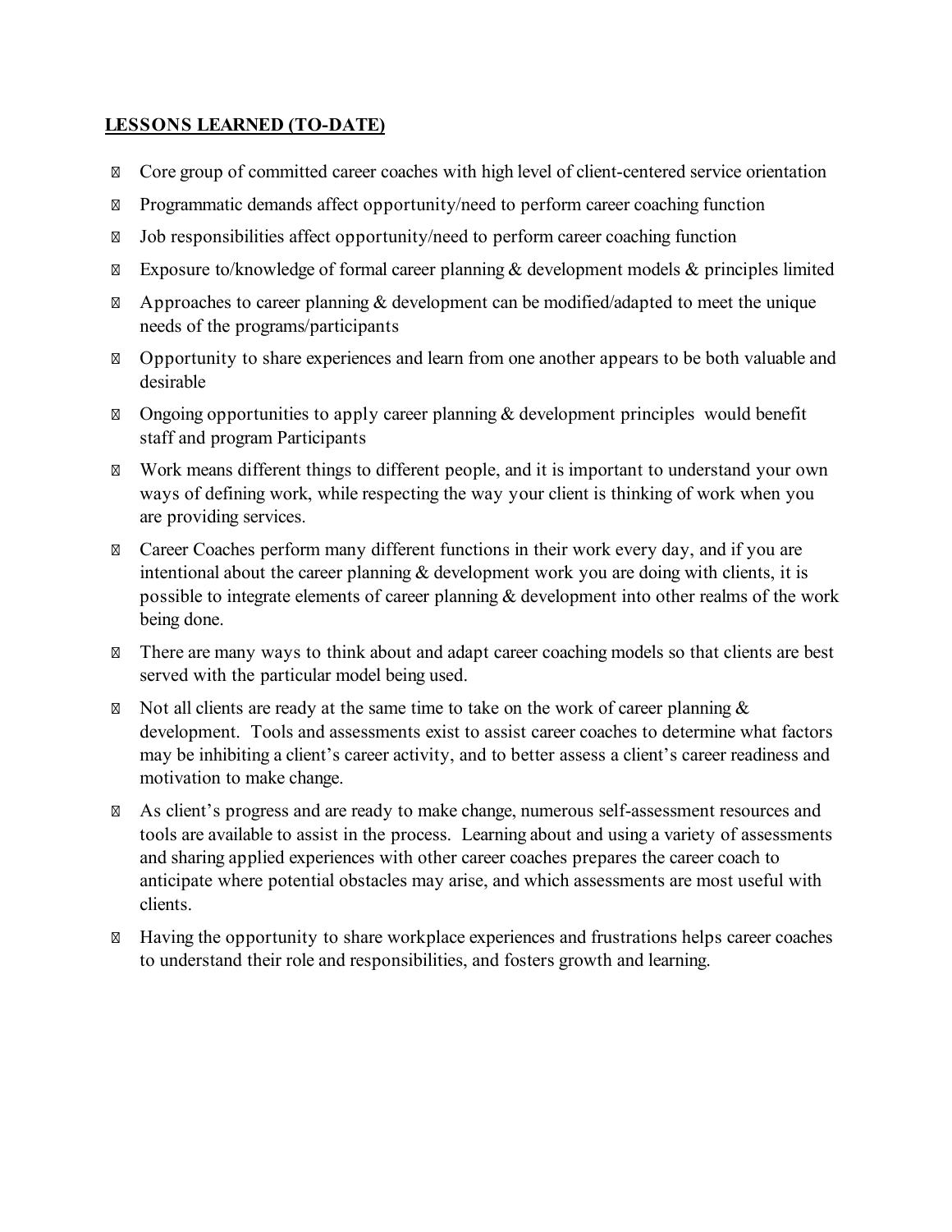## LESSONS LEARNED (TO-DATE)

- Core group of committed career coaches with high level of client-centered service orientation
- Programmatic demands affect opportunity/need to perform career coaching function
- Job responsibilities affect opportunity/need to perform career coaching function
- Exposure to/knowledge of formal career planning & development models & principles limited
- Approaches to career planning & development can be modified/adapted to meet the unique needs of the programs/participants
- Opportunity to share experiences and learn from one another appears to be both valuable and desirable
- Ongoing opportunities to apply career planning & development principles would benefit staff and program Participants
- Work means different things to different people, and it is important to understand your own ways of defining work, while respecting the way your client is thinking of work when you are providing services.
- Career Coaches perform many different functions in their work every day, and if you are intentional about the career planning & development work you are doing with clients, it is possible to integrate elements of career planning & development into other realms of the work being done.
- There are many ways to think about and adapt career coaching models so that clients are best served with the particular model being used.
- Not all clients are ready at the same time to take on the work of career planning & development. Tools and assessments exist to assist career coaches to determine what factors may be inhibiting a client's career activity, and to better assess a client's career readiness and motivation to make change.
- As client's progress and are ready to make change, numerous self-assessment resources and tools are available to assist in the process. Learning about and using a variety of assessments and sharing applied experiences with other career coaches prepares the career coach to anticipate where potential obstacles may arise, and which assessments are most useful with clients.
- Having the opportunity to share workplace experiences and frustrations helps career coaches to understand their role and responsibilities, and fosters growth and learning.